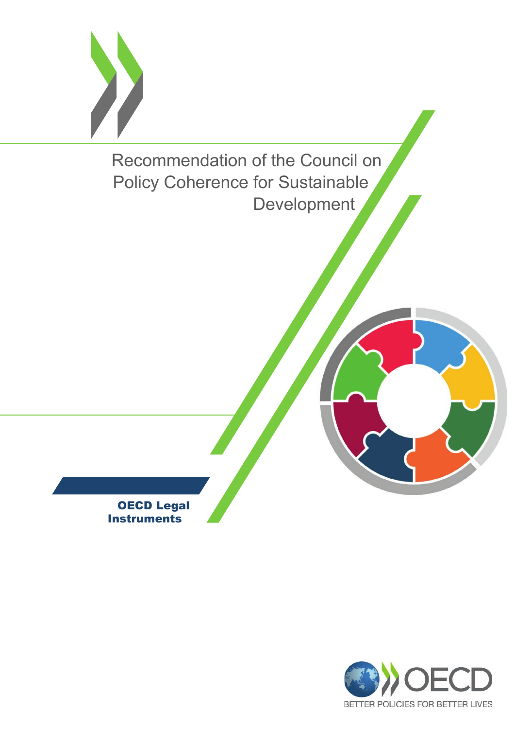# Recommendation of the Council on Policy Coherence for Sustainable Development

**OECD Legal Instruments**

OECD

BETTER POLICIES FOR BETTER LIVES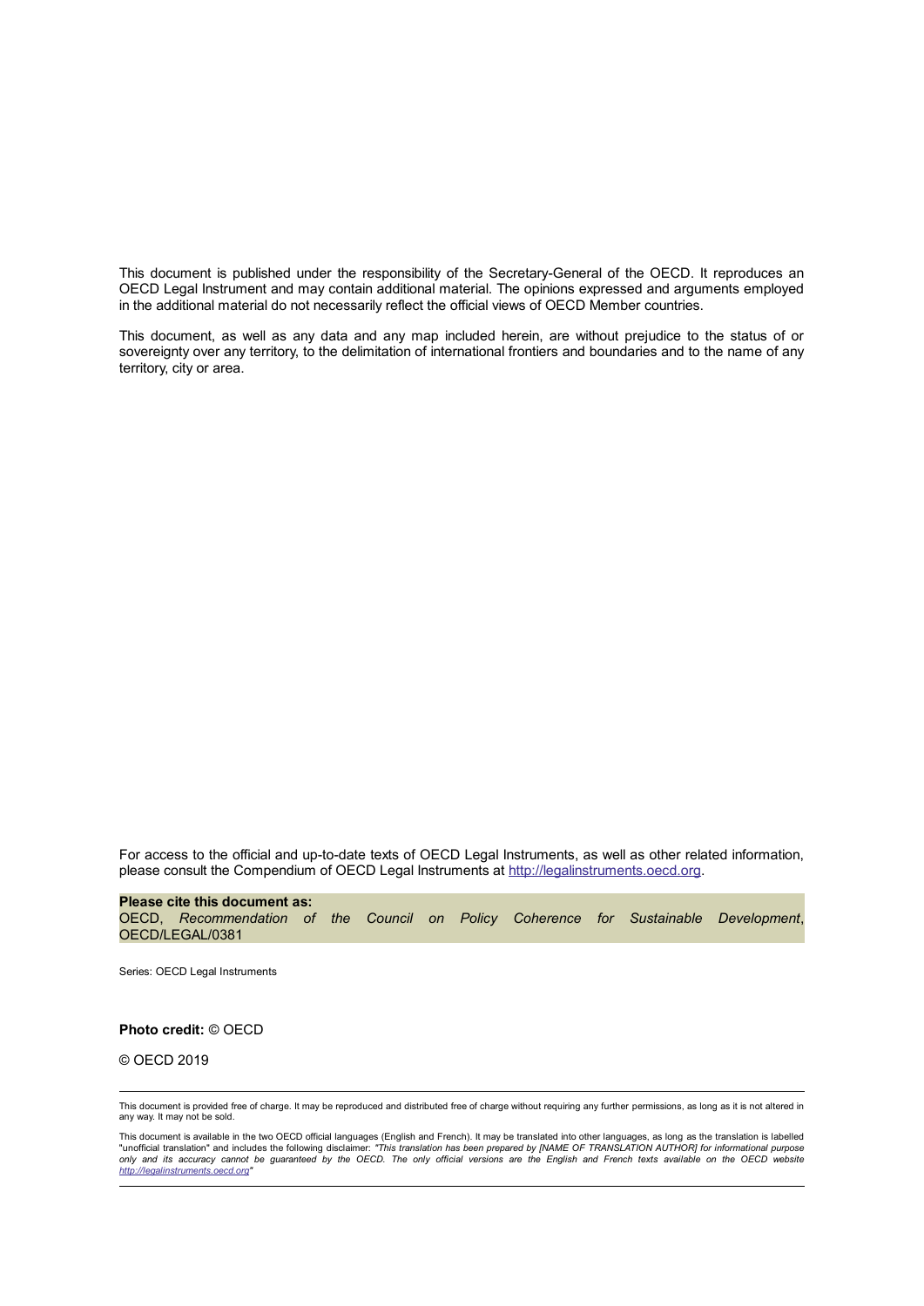This document is published under the responsibility of the Secretary-General of the OECD. It reproduces an OECD Legal Instrument and may contain additional material. The opinions expressed and arguments employed in the additional material do not necessarily reflect the official views of OECD Member countries.

This document, as well as any data and any map included herein, are without prejudice to the status of or sovereignty over any territory, to the delimitation of international frontiers and boundaries and to the name of any territory, city or area.

For access to the official and up-to-date texts of OECD Legal Instruments, as well as other related information, please consult the Compendium of OECD Legal Instruments at http://legalinstruments.oecd.org.

**Please cite this document as:**
OECD, *Recommendation of the Council on Policy Coherence for Sustainable Development*, OECD/LEGAL/0381

Series: OECD Legal Instruments

**Photo credit:** © OECD

© OECD 2019

---

This document is provided free of charge. It may be reproduced and distributed free of charge without requiring any further permissions, as long as it is not altered in any way. It may not be sold.

This document is available in the two OECD official languages (English and French). It may be translated into other languages, as long as the translation is labelled "unofficial translation" and includes the following disclaimer: *"This translation has been prepared by [NAME OF TRANSLATION AUTHOR] for informational purpose only and its accuracy cannot be guaranteed by the OECD. The only official versions are the English and French texts available on the OECD website http://legalinstruments.oecd.org"*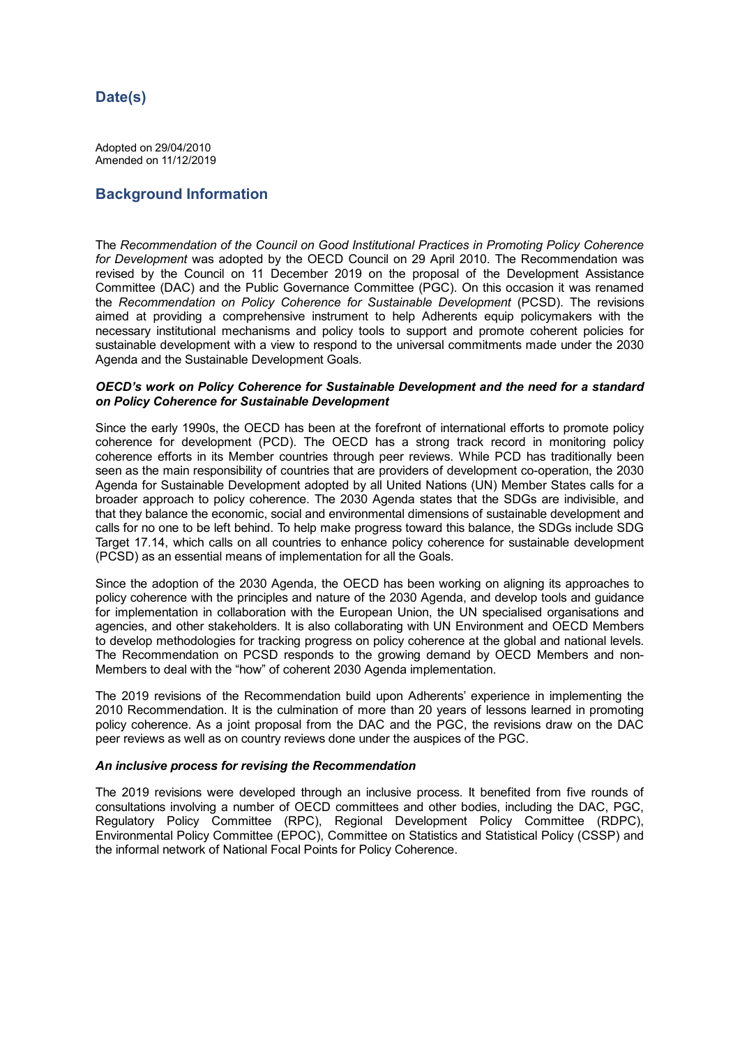## Date(s)

Adopted on 29/04/2010
Amended on 11/12/2019

## Background Information

The *Recommendation of the Council on Good Institutional Practices in Promoting Policy Coherence for Development* was adopted by the OECD Council on 29 April 2010. The Recommendation was revised by the Council on 11 December 2019 on the proposal of the Development Assistance Committee (DAC) and the Public Governance Committee (PGC). On this occasion it was renamed the *Recommendation on Policy Coherence for Sustainable Development* (PCSD). The revisions aimed at providing a comprehensive instrument to help Adherents equip policymakers with the necessary institutional mechanisms and policy tools to support and promote coherent policies for sustainable development with a view to respond to the universal commitments made under the 2030 Agenda and the Sustainable Development Goals.

***OECD's work on Policy Coherence for Sustainable Development and the need for a standard on Policy Coherence for Sustainable Development***

Since the early 1990s, the OECD has been at the forefront of international efforts to promote policy coherence for development (PCD). The OECD has a strong track record in monitoring policy coherence efforts in its Member countries through peer reviews. While PCD has traditionally been seen as the main responsibility of countries that are providers of development co-operation, the 2030 Agenda for Sustainable Development adopted by all United Nations (UN) Member States calls for a broader approach to policy coherence. The 2030 Agenda states that the SDGs are indivisible, and that they balance the economic, social and environmental dimensions of sustainable development and calls for no one to be left behind. To help make progress toward this balance, the SDGs include SDG Target 17.14, which calls on all countries to enhance policy coherence for sustainable development (PCSD) as an essential means of implementation for all the Goals.

Since the adoption of the 2030 Agenda, the OECD has been working on aligning its approaches to policy coherence with the principles and nature of the 2030 Agenda, and develop tools and guidance for implementation in collaboration with the European Union, the UN specialised organisations and agencies, and other stakeholders. It is also collaborating with UN Environment and OECD Members to develop methodologies for tracking progress on policy coherence at the global and national levels. The Recommendation on PCSD responds to the growing demand by OECD Members and non-Members to deal with the "how" of coherent 2030 Agenda implementation.

The 2019 revisions of the Recommendation build upon Adherents' experience in implementing the 2010 Recommendation. It is the culmination of more than 20 years of lessons learned in promoting policy coherence. As a joint proposal from the DAC and the PGC, the revisions draw on the DAC peer reviews as well as on country reviews done under the auspices of the PGC.

***An inclusive process for revising the Recommendation***

The 2019 revisions were developed through an inclusive process. It benefited from five rounds of consultations involving a number of OECD committees and other bodies, including the DAC, PGC, Regulatory Policy Committee (RPC), Regional Development Policy Committee (RDPC), Environmental Policy Committee (EPOC), Committee on Statistics and Statistical Policy (CSSP) and the informal network of National Focal Points for Policy Coherence.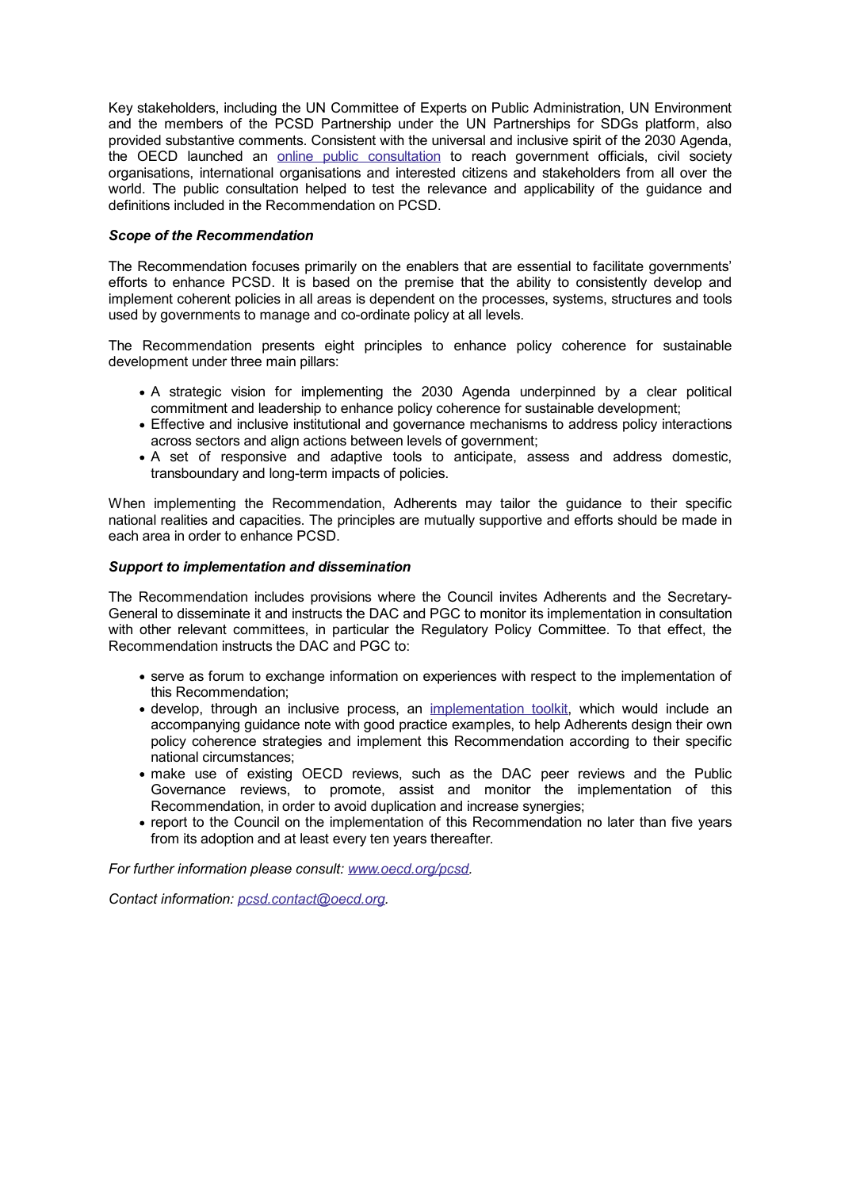Key stakeholders, including the UN Committee of Experts on Public Administration, UN Environment and the members of the PCSD Partnership under the UN Partnerships for SDGs platform, also provided substantive comments. Consistent with the universal and inclusive spirit of the 2030 Agenda, the OECD launched an online public consultation to reach government officials, civil society organisations, international organisations and interested citizens and stakeholders from all over the world. The public consultation helped to test the relevance and applicability of the guidance and definitions included in the Recommendation on PCSD.

***Scope of the Recommendation***

The Recommendation focuses primarily on the enablers that are essential to facilitate governments' efforts to enhance PCSD. It is based on the premise that the ability to consistently develop and implement coherent policies in all areas is dependent on the processes, systems, structures and tools used by governments to manage and co-ordinate policy at all levels.

The Recommendation presents eight principles to enhance policy coherence for sustainable development under three main pillars:

- A strategic vision for implementing the 2030 Agenda underpinned by a clear political commitment and leadership to enhance policy coherence for sustainable development;
- Effective and inclusive institutional and governance mechanisms to address policy interactions across sectors and align actions between levels of government;
- A set of responsive and adaptive tools to anticipate, assess and address domestic, transboundary and long-term impacts of policies.

When implementing the Recommendation, Adherents may tailor the guidance to their specific national realities and capacities. The principles are mutually supportive and efforts should be made in each area in order to enhance PCSD.

***Support to implementation and dissemination***

The Recommendation includes provisions where the Council invites Adherents and the Secretary-General to disseminate it and instructs the DAC and PGC to monitor its implementation in consultation with other relevant committees, in particular the Regulatory Policy Committee. To that effect, the Recommendation instructs the DAC and PGC to:

- serve as forum to exchange information on experiences with respect to the implementation of this Recommendation;
- develop, through an inclusive process, an implementation toolkit, which would include an accompanying guidance note with good practice examples, to help Adherents design their own policy coherence strategies and implement this Recommendation according to their specific national circumstances;
- make use of existing OECD reviews, such as the DAC peer reviews and the Public Governance reviews, to promote, assist and monitor the implementation of this Recommendation, in order to avoid duplication and increase synergies;
- report to the Council on the implementation of this Recommendation no later than five years from its adoption and at least every ten years thereafter.

*For further information please consult: www.oecd.org/pcsd.*

*Contact information: pcsd.contact@oecd.org.*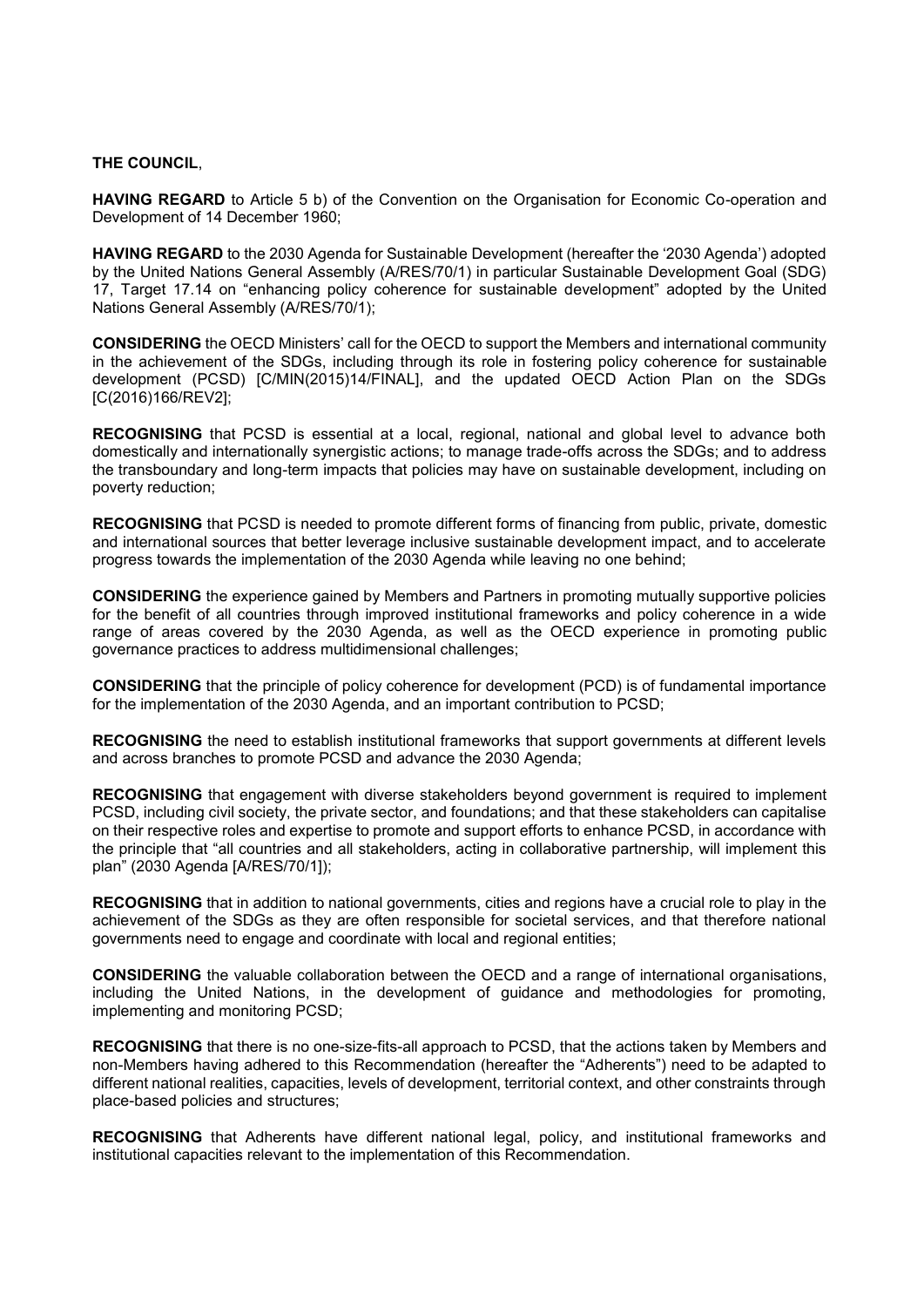**THE COUNCIL**,

**HAVING REGARD** to Article 5 b) of the Convention on the Organisation for Economic Co-operation and Development of 14 December 1960;

**HAVING REGARD** to the 2030 Agenda for Sustainable Development (hereafter the '2030 Agenda') adopted by the United Nations General Assembly (A/RES/70/1) in particular Sustainable Development Goal (SDG) 17, Target 17.14 on "enhancing policy coherence for sustainable development" adopted by the United Nations General Assembly (A/RES/70/1);

**CONSIDERING** the OECD Ministers' call for the OECD to support the Members and international community in the achievement of the SDGs, including through its role in fostering policy coherence for sustainable development (PCSD) [C/MIN(2015)14/FINAL], and the updated OECD Action Plan on the SDGs [C(2016)166/REV2];

**RECOGNISING** that PCSD is essential at a local, regional, national and global level to advance both domestically and internationally synergistic actions; to manage trade-offs across the SDGs; and to address the transboundary and long-term impacts that policies may have on sustainable development, including on poverty reduction;

**RECOGNISING** that PCSD is needed to promote different forms of financing from public, private, domestic and international sources that better leverage inclusive sustainable development impact, and to accelerate progress towards the implementation of the 2030 Agenda while leaving no one behind;

**CONSIDERING** the experience gained by Members and Partners in promoting mutually supportive policies for the benefit of all countries through improved institutional frameworks and policy coherence in a wide range of areas covered by the 2030 Agenda, as well as the OECD experience in promoting public governance practices to address multidimensional challenges;

**CONSIDERING** that the principle of policy coherence for development (PCD) is of fundamental importance for the implementation of the 2030 Agenda, and an important contribution to PCSD;

**RECOGNISING** the need to establish institutional frameworks that support governments at different levels and across branches to promote PCSD and advance the 2030 Agenda;

**RECOGNISING** that engagement with diverse stakeholders beyond government is required to implement PCSD, including civil society, the private sector, and foundations; and that these stakeholders can capitalise on their respective roles and expertise to promote and support efforts to enhance PCSD, in accordance with the principle that "all countries and all stakeholders, acting in collaborative partnership, will implement this plan" (2030 Agenda [A/RES/70/1]);

**RECOGNISING** that in addition to national governments, cities and regions have a crucial role to play in the achievement of the SDGs as they are often responsible for societal services, and that therefore national governments need to engage and coordinate with local and regional entities;

**CONSIDERING** the valuable collaboration between the OECD and a range of international organisations, including the United Nations, in the development of guidance and methodologies for promoting, implementing and monitoring PCSD;

**RECOGNISING** that there is no one-size-fits-all approach to PCSD, that the actions taken by Members and non-Members having adhered to this Recommendation (hereafter the "Adherents") need to be adapted to different national realities, capacities, levels of development, territorial context, and other constraints through place-based policies and structures;

**RECOGNISING** that Adherents have different national legal, policy, and institutional frameworks and institutional capacities relevant to the implementation of this Recommendation.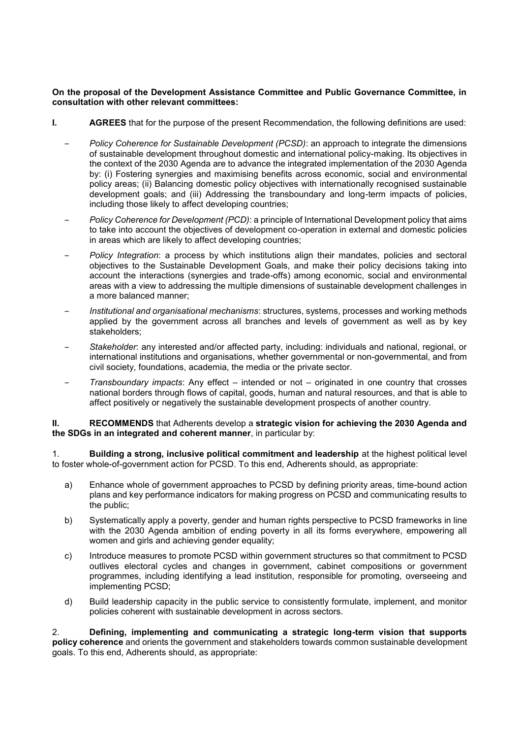**On the proposal of the Development Assistance Committee and Public Governance Committee, in consultation with other relevant committees:**

**I. AGREES** that for the purpose of the present Recommendation, the following definitions are used:

- *Policy Coherence for Sustainable Development (PCSD)*: an approach to integrate the dimensions of sustainable development throughout domestic and international policy-making. Its objectives in the context of the 2030 Agenda are to advance the integrated implementation of the 2030 Agenda by: (i) Fostering synergies and maximising benefits across economic, social and environmental policy areas; (ii) Balancing domestic policy objectives with internationally recognised sustainable development goals; and (iii) Addressing the transboundary and long-term impacts of policies, including those likely to affect developing countries;
- *Policy Coherence for Development (PCD)*: a principle of International Development policy that aims to take into account the objectives of development co-operation in external and domestic policies in areas which are likely to affect developing countries;
- *Policy Integration*: a process by which institutions align their mandates, policies and sectoral objectives to the Sustainable Development Goals, and make their policy decisions taking into account the interactions (synergies and trade-offs) among economic, social and environmental areas with a view to addressing the multiple dimensions of sustainable development challenges in a more balanced manner;
- *Institutional and organisational mechanisms*: structures, systems, processes and working methods applied by the government across all branches and levels of government as well as by key stakeholders;
- *Stakeholder*: any interested and/or affected party, including: individuals and national, regional, or international institutions and organisations, whether governmental or non-governmental, and from civil society, foundations, academia, the media or the private sector.
- *Transboundary impacts*: Any effect – intended or not – originated in one country that crosses national borders through flows of capital, goods, human and natural resources, and that is able to affect positively or negatively the sustainable development prospects of another country.

**II. RECOMMENDS** that Adherents develop a **strategic vision for achieving the 2030 Agenda and the SDGs in an integrated and coherent manner**, in particular by:

1. **Building a strong, inclusive political commitment and leadership** at the highest political level to foster whole-of-government action for PCSD. To this end, Adherents should, as appropriate:

   a) Enhance whole of government approaches to PCSD by defining priority areas, time-bound action plans and key performance indicators for making progress on PCSD and communicating results to the public;

   b) Systematically apply a poverty, gender and human rights perspective to PCSD frameworks in line with the 2030 Agenda ambition of ending poverty in all its forms everywhere, empowering all women and girls and achieving gender equality;

   c) Introduce measures to promote PCSD within government structures so that commitment to PCSD outlives electoral cycles and changes in government, cabinet compositions or government programmes, including identifying a lead institution, responsible for promoting, overseeing and implementing PCSD;

   d) Build leadership capacity in the public service to consistently formulate, implement, and monitor policies coherent with sustainable development in across sectors.

2. **Defining, implementing and communicating a strategic long-term vision that supports policy coherence** and orients the government and stakeholders towards common sustainable development goals. To this end, Adherents should, as appropriate: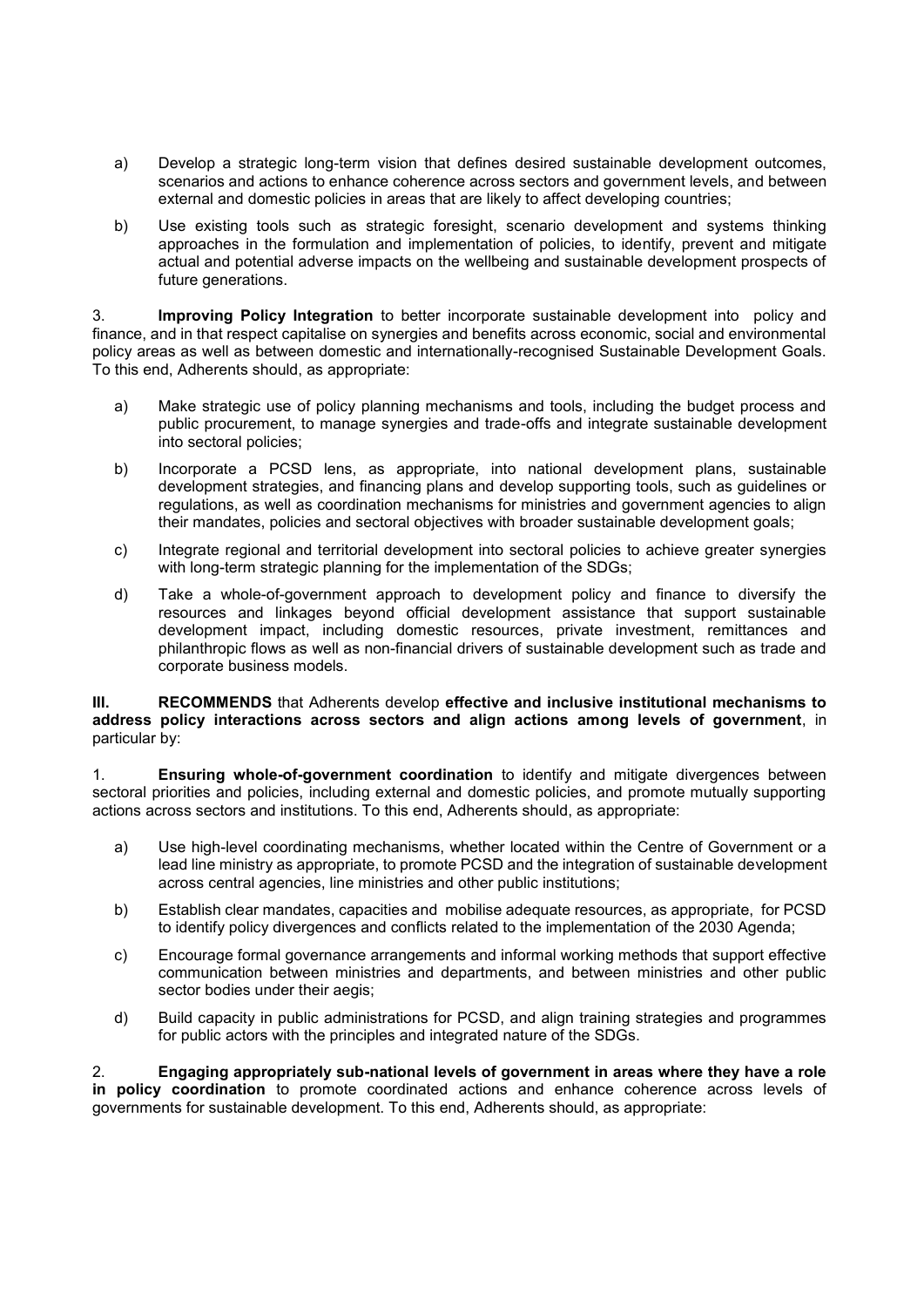a) Develop a strategic long-term vision that defines desired sustainable development outcomes, scenarios and actions to enhance coherence across sectors and government levels, and between external and domestic policies in areas that are likely to affect developing countries;

b) Use existing tools such as strategic foresight, scenario development and systems thinking approaches in the formulation and implementation of policies, to identify, prevent and mitigate actual and potential adverse impacts on the wellbeing and sustainable development prospects of future generations.

3. **Improving Policy Integration** to better incorporate sustainable development into policy and finance, and in that respect capitalise on synergies and benefits across economic, social and environmental policy areas as well as between domestic and internationally-recognised Sustainable Development Goals. To this end, Adherents should, as appropriate:

a) Make strategic use of policy planning mechanisms and tools, including the budget process and public procurement, to manage synergies and trade-offs and integrate sustainable development into sectoral policies;

b) Incorporate a PCSD lens, as appropriate, into national development plans, sustainable development strategies, and financing plans and develop supporting tools, such as guidelines or regulations, as well as coordination mechanisms for ministries and government agencies to align their mandates, policies and sectoral objectives with broader sustainable development goals;

c) Integrate regional and territorial development into sectoral policies to achieve greater synergies with long-term strategic planning for the implementation of the SDGs;

d) Take a whole-of-government approach to development policy and finance to diversify the resources and linkages beyond official development assistance that support sustainable development impact, including domestic resources, private investment, remittances and philanthropic flows as well as non-financial drivers of sustainable development such as trade and corporate business models.

**III. RECOMMENDS** that Adherents develop **effective and inclusive institutional mechanisms to address policy interactions across sectors and align actions among levels of government**, in particular by:

1. **Ensuring whole-of-government coordination** to identify and mitigate divergences between sectoral priorities and policies, including external and domestic policies, and promote mutually supporting actions across sectors and institutions. To this end, Adherents should, as appropriate:

a) Use high-level coordinating mechanisms, whether located within the Centre of Government or a lead line ministry as appropriate, to promote PCSD and the integration of sustainable development across central agencies, line ministries and other public institutions;

b) Establish clear mandates, capacities and mobilise adequate resources, as appropriate, for PCSD to identify policy divergences and conflicts related to the implementation of the 2030 Agenda;

c) Encourage formal governance arrangements and informal working methods that support effective communication between ministries and departments, and between ministries and other public sector bodies under their aegis;

d) Build capacity in public administrations for PCSD, and align training strategies and programmes for public actors with the principles and integrated nature of the SDGs.

2. **Engaging appropriately sub-national levels of government in areas where they have a role in policy coordination** to promote coordinated actions and enhance coherence across levels of governments for sustainable development. To this end, Adherents should, as appropriate: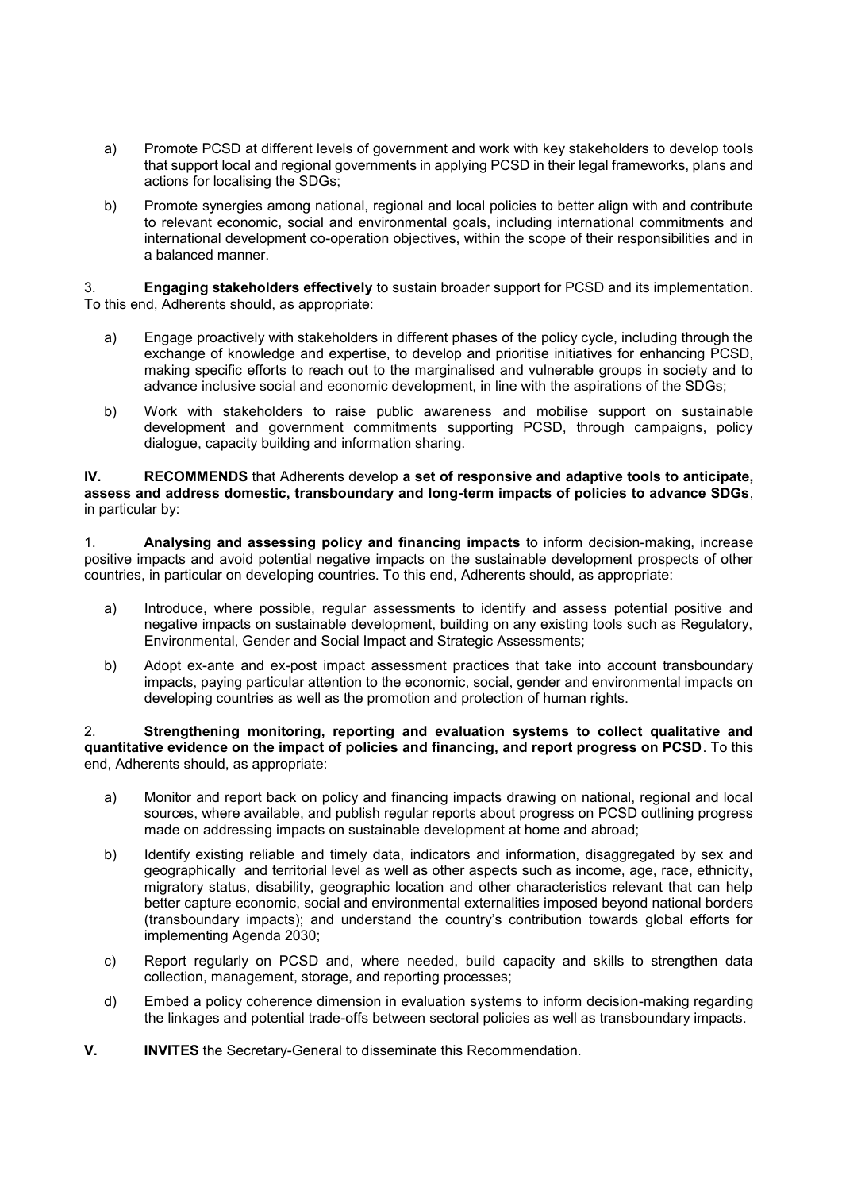a) Promote PCSD at different levels of government and work with key stakeholders to develop tools that support local and regional governments in applying PCSD in their legal frameworks, plans and actions for localising the SDGs;

b) Promote synergies among national, regional and local policies to better align with and contribute to relevant economic, social and environmental goals, including international commitments and international development co-operation objectives, within the scope of their responsibilities and in a balanced manner.

3. **Engaging stakeholders effectively** to sustain broader support for PCSD and its implementation. To this end, Adherents should, as appropriate:

a) Engage proactively with stakeholders in different phases of the policy cycle, including through the exchange of knowledge and expertise, to develop and prioritise initiatives for enhancing PCSD, making specific efforts to reach out to the marginalised and vulnerable groups in society and to advance inclusive social and economic development, in line with the aspirations of the SDGs;

b) Work with stakeholders to raise public awareness and mobilise support on sustainable development and government commitments supporting PCSD, through campaigns, policy dialogue, capacity building and information sharing.

**IV. RECOMMENDS** that Adherents develop **a set of responsive and adaptive tools to anticipate, assess and address domestic, transboundary and long-term impacts of policies to advance SDGs**, in particular by:

1. **Analysing and assessing policy and financing impacts** to inform decision-making, increase positive impacts and avoid potential negative impacts on the sustainable development prospects of other countries, in particular on developing countries. To this end, Adherents should, as appropriate:

a) Introduce, where possible, regular assessments to identify and assess potential positive and negative impacts on sustainable development, building on any existing tools such as Regulatory, Environmental, Gender and Social Impact and Strategic Assessments;

b) Adopt ex-ante and ex-post impact assessment practices that take into account transboundary impacts, paying particular attention to the economic, social, gender and environmental impacts on developing countries as well as the promotion and protection of human rights.

2. **Strengthening monitoring, reporting and evaluation systems to collect qualitative and quantitative evidence on the impact of policies and financing, and report progress on PCSD**. To this end, Adherents should, as appropriate:

a) Monitor and report back on policy and financing impacts drawing on national, regional and local sources, where available, and publish regular reports about progress on PCSD outlining progress made on addressing impacts on sustainable development at home and abroad;

b) Identify existing reliable and timely data, indicators and information, disaggregated by sex and geographically and territorial level as well as other aspects such as income, age, race, ethnicity, migratory status, disability, geographic location and other characteristics relevant that can help better capture economic, social and environmental externalities imposed beyond national borders (transboundary impacts); and understand the country's contribution towards global efforts for implementing Agenda 2030;

c) Report regularly on PCSD and, where needed, build capacity and skills to strengthen data collection, management, storage, and reporting processes;

d) Embed a policy coherence dimension in evaluation systems to inform decision-making regarding the linkages and potential trade-offs between sectoral policies as well as transboundary impacts.

**V. INVITES** the Secretary-General to disseminate this Recommendation.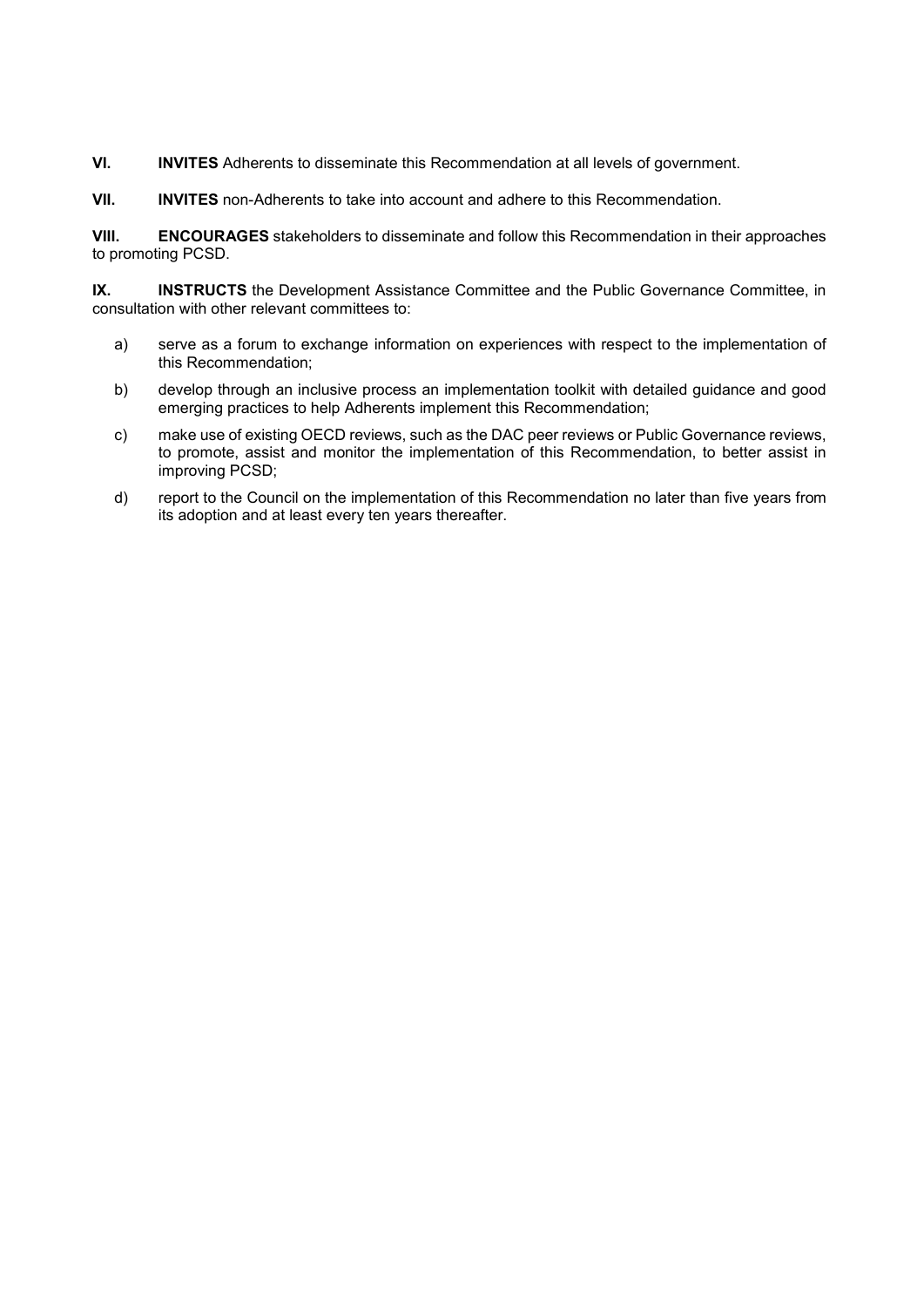**VI.** **INVITES** Adherents to disseminate this Recommendation at all levels of government.

**VII.** **INVITES** non-Adherents to take into account and adhere to this Recommendation.

**VIII.** **ENCOURAGES** stakeholders to disseminate and follow this Recommendation in their approaches to promoting PCSD.

**IX.** **INSTRUCTS** the Development Assistance Committee and the Public Governance Committee, in consultation with other relevant committees to:

a) serve as a forum to exchange information on experiences with respect to the implementation of this Recommendation;

b) develop through an inclusive process an implementation toolkit with detailed guidance and good emerging practices to help Adherents implement this Recommendation;

c) make use of existing OECD reviews, such as the DAC peer reviews or Public Governance reviews, to promote, assist and monitor the implementation of this Recommendation, to better assist in improving PCSD;

d) report to the Council on the implementation of this Recommendation no later than five years from its adoption and at least every ten years thereafter.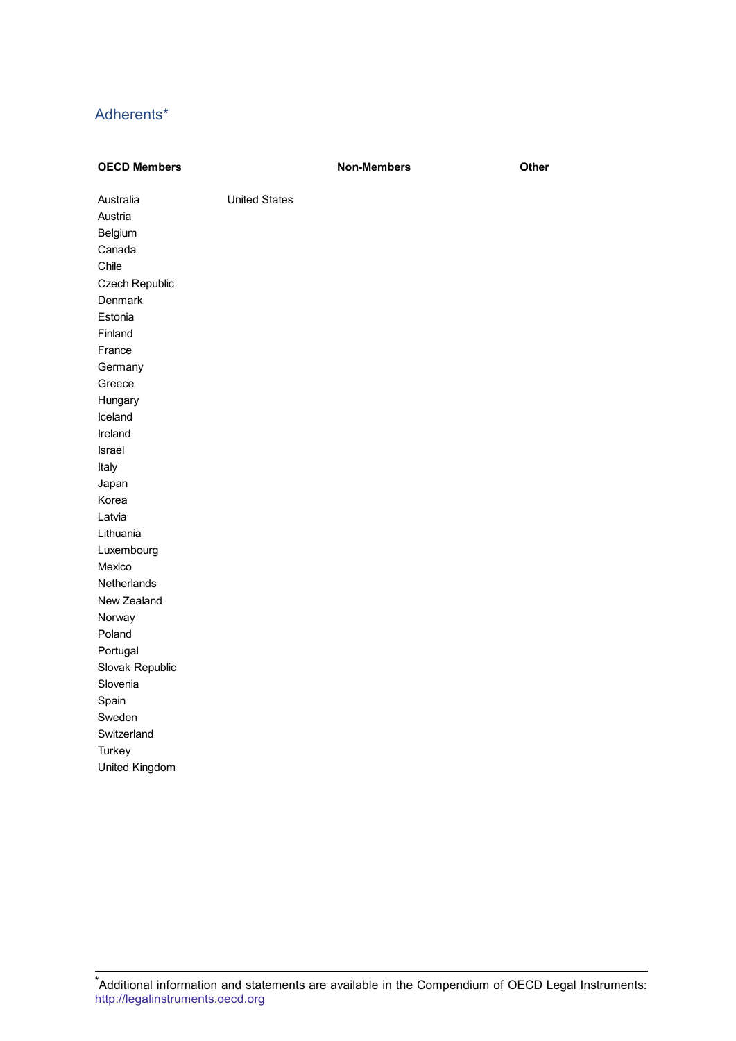## Adherents*

| OECD Members | Non-Members | Other |
| --- | --- | --- |
| Australia | | |
| Austria | | |
| Belgium | | |
| Canada | | |
| Chile | | |
| Czech Republic | | |
| Denmark | | |
| Estonia | | |
| Finland | | |
| France | | |
| Germany | | |
| Greece | | |
| Hungary | | |
| Iceland | | |
| Ireland | | |
| Israel | | |
| Italy | | |
| Japan | | |
| Korea | | |
| Latvia | | |
| Lithuania | | |
| Luxembourg | | |
| Mexico | | |
| Netherlands | | |
| New Zealand | | |
| Norway | | |
| Poland | | |
| Portugal | | |
| Slovak Republic | | |
| Slovenia | | |
| Spain | | |
| Sweden | | |
| Switzerland | | |
| Turkey | | |
| United Kingdom | | |
| United States | | |

*Additional information and statements are available in the Compendium of OECD Legal Instruments: http://legalinstruments.oecd.org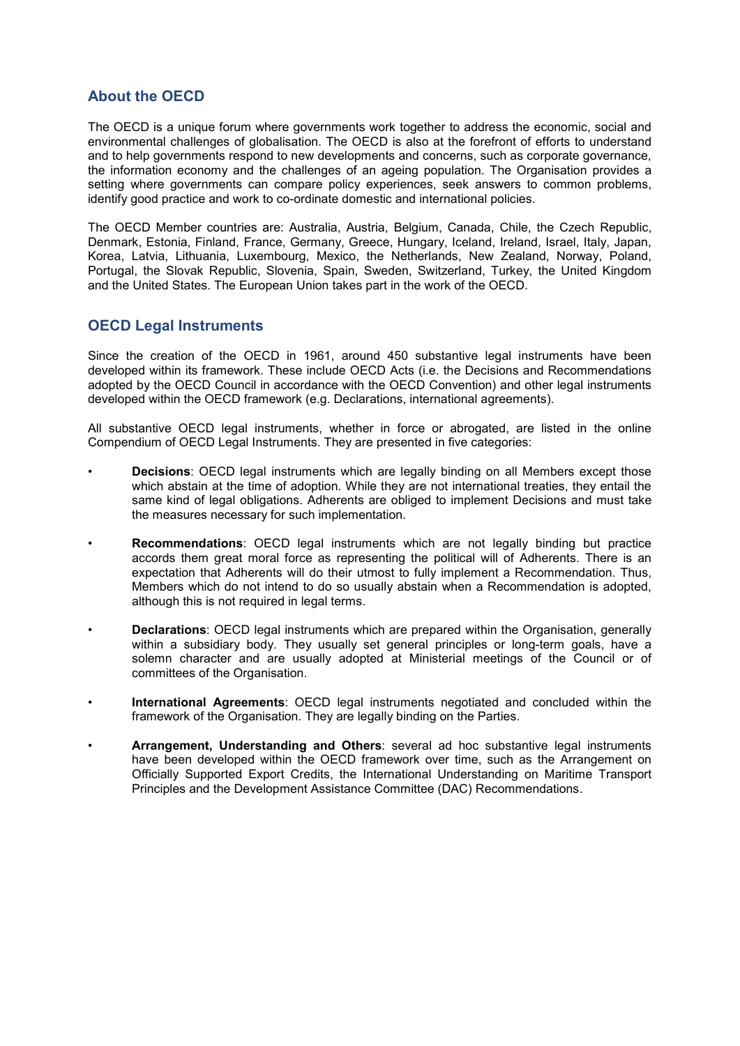## About the OECD

The OECD is a unique forum where governments work together to address the economic, social and environmental challenges of globalisation. The OECD is also at the forefront of efforts to understand and to help governments respond to new developments and concerns, such as corporate governance, the information economy and the challenges of an ageing population. The Organisation provides a setting where governments can compare policy experiences, seek answers to common problems, identify good practice and work to co-ordinate domestic and international policies.

The OECD Member countries are: Australia, Austria, Belgium, Canada, Chile, the Czech Republic, Denmark, Estonia, Finland, France, Germany, Greece, Hungary, Iceland, Ireland, Israel, Italy, Japan, Korea, Latvia, Lithuania, Luxembourg, Mexico, the Netherlands, New Zealand, Norway, Poland, Portugal, the Slovak Republic, Slovenia, Spain, Sweden, Switzerland, Turkey, the United Kingdom and the United States. The European Union takes part in the work of the OECD.

## OECD Legal Instruments

Since the creation of the OECD in 1961, around 450 substantive legal instruments have been developed within its framework. These include OECD Acts (i.e. the Decisions and Recommendations adopted by the OECD Council in accordance with the OECD Convention) and other legal instruments developed within the OECD framework (e.g. Declarations, international agreements).

All substantive OECD legal instruments, whether in force or abrogated, are listed in the online Compendium of OECD Legal Instruments. They are presented in five categories:

- **Decisions**: OECD legal instruments which are legally binding on all Members except those which abstain at the time of adoption. While they are not international treaties, they entail the same kind of legal obligations. Adherents are obliged to implement Decisions and must take the measures necessary for such implementation.
- **Recommendations**: OECD legal instruments which are not legally binding but practice accords them great moral force as representing the political will of Adherents. There is an expectation that Adherents will do their utmost to fully implement a Recommendation. Thus, Members which do not intend to do so usually abstain when a Recommendation is adopted, although this is not required in legal terms.
- **Declarations**: OECD legal instruments which are prepared within the Organisation, generally within a subsidiary body. They usually set general principles or long-term goals, have a solemn character and are usually adopted at Ministerial meetings of the Council or of committees of the Organisation.
- **International Agreements**: OECD legal instruments negotiated and concluded within the framework of the Organisation. They are legally binding on the Parties.
- **Arrangement, Understanding and Others**: several ad hoc substantive legal instruments have been developed within the OECD framework over time, such as the Arrangement on Officially Supported Export Credits, the International Understanding on Maritime Transport Principles and the Development Assistance Committee (DAC) Recommendations.